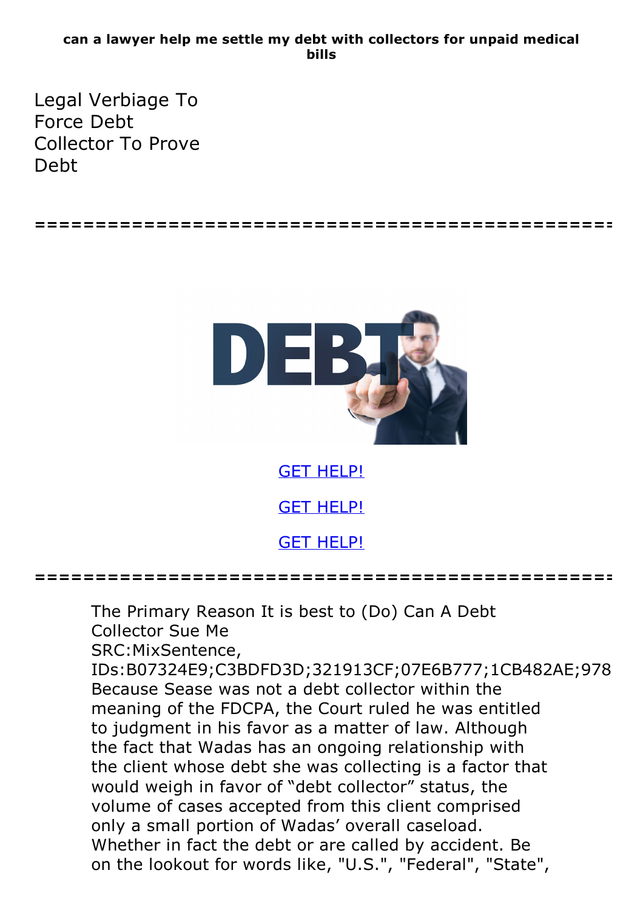**can a lawyer help me settle my debt with collectors for unpaid medical bills**

# Legal Verbiage To Force Debt Collector To Prove Debt

================================================

GET HELP!

GET HELP!

GET HELP!

================================================

The Primary Reason It is best to (Do) Can A Debt Collector Sue Me
SRC:MixSentence,
IDs:B07324E9;C3BDFD3D;321913CF;07E6B777;1CB482AE;978
Because Sease was not a debt collector within the meaning of the FDCPA, the Court ruled he was entitled to judgment in his favor as a matter of law. Although the fact that Wadas has an ongoing relationship with the client whose debt she was collecting is a factor that would weigh in favor of "debt collector" status, the volume of cases accepted from this client comprised only a small portion of Wadas' overall caseload. Whether in fact the debt or are called by accident. Be on the lookout for words like, "U.S.", "Federal", "State",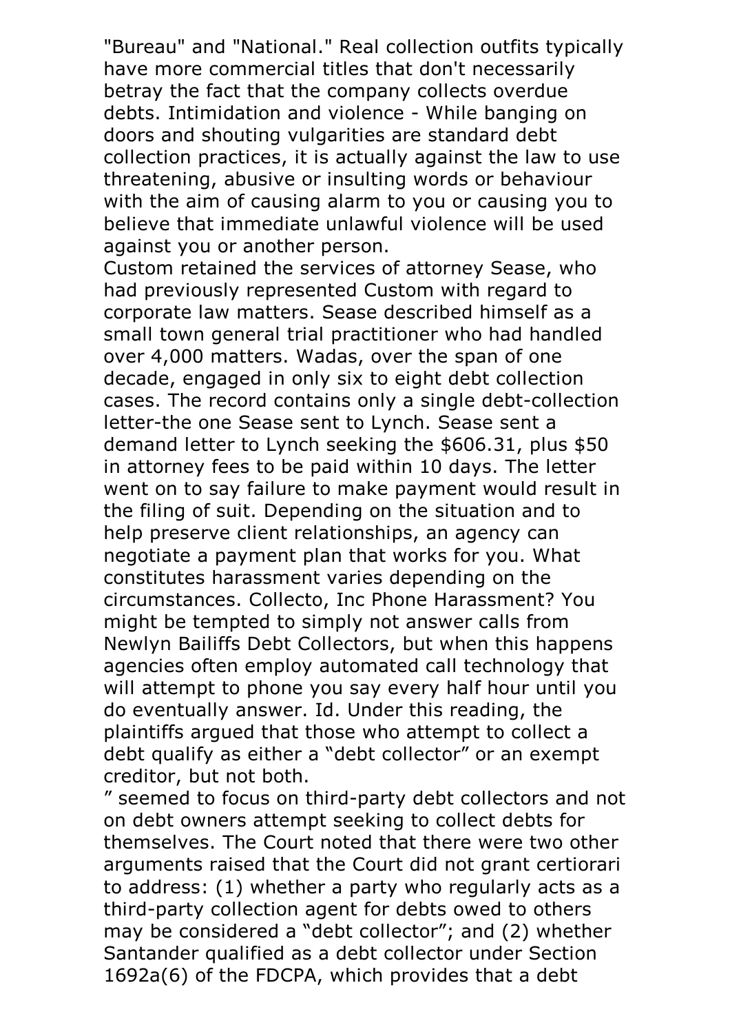"Bureau" and "National." Real collection outfits typically have more commercial titles that don't necessarily betray the fact that the company collects overdue debts. Intimidation and violence - While banging on doors and shouting vulgarities are standard debt collection practices, it is actually against the law to use threatening, abusive or insulting words or behaviour with the aim of causing alarm to you or causing you to believe that immediate unlawful violence will be used against you or another person.

Custom retained the services of attorney Sease, who had previously represented Custom with regard to corporate law matters. Sease described himself as a small town general trial practitioner who had handled over 4,000 matters. Wadas, over the span of one decade, engaged in only six to eight debt collection cases. The record contains only a single debt-collection letter-the one Sease sent to Lynch. Sease sent a demand letter to Lynch seeking the $606.31, plus $50 in attorney fees to be paid within 10 days. The letter went on to say failure to make payment would result in the filing of suit. Depending on the situation and to help preserve client relationships, an agency can negotiate a payment plan that works for you. What constitutes harassment varies depending on the circumstances. Collecto, Inc Phone Harassment? You might be tempted to simply not answer calls from Newlyn Bailiffs Debt Collectors, but when this happens agencies often employ automated call technology that will attempt to phone you say every half hour until you do eventually answer. Id. Under this reading, the plaintiffs argued that those who attempt to collect a debt qualify as either a "debt collector" or an exempt creditor, but not both.

" seemed to focus on third-party debt collectors and not on debt owners attempt seeking to collect debts for themselves. The Court noted that there were two other arguments raised that the Court did not grant certiorari to address: (1) whether a party who regularly acts as a third-party collection agent for debts owed to others may be considered a "debt collector"; and (2) whether Santander qualified as a debt collector under Section 1692a(6) of the FDCPA, which provides that a debt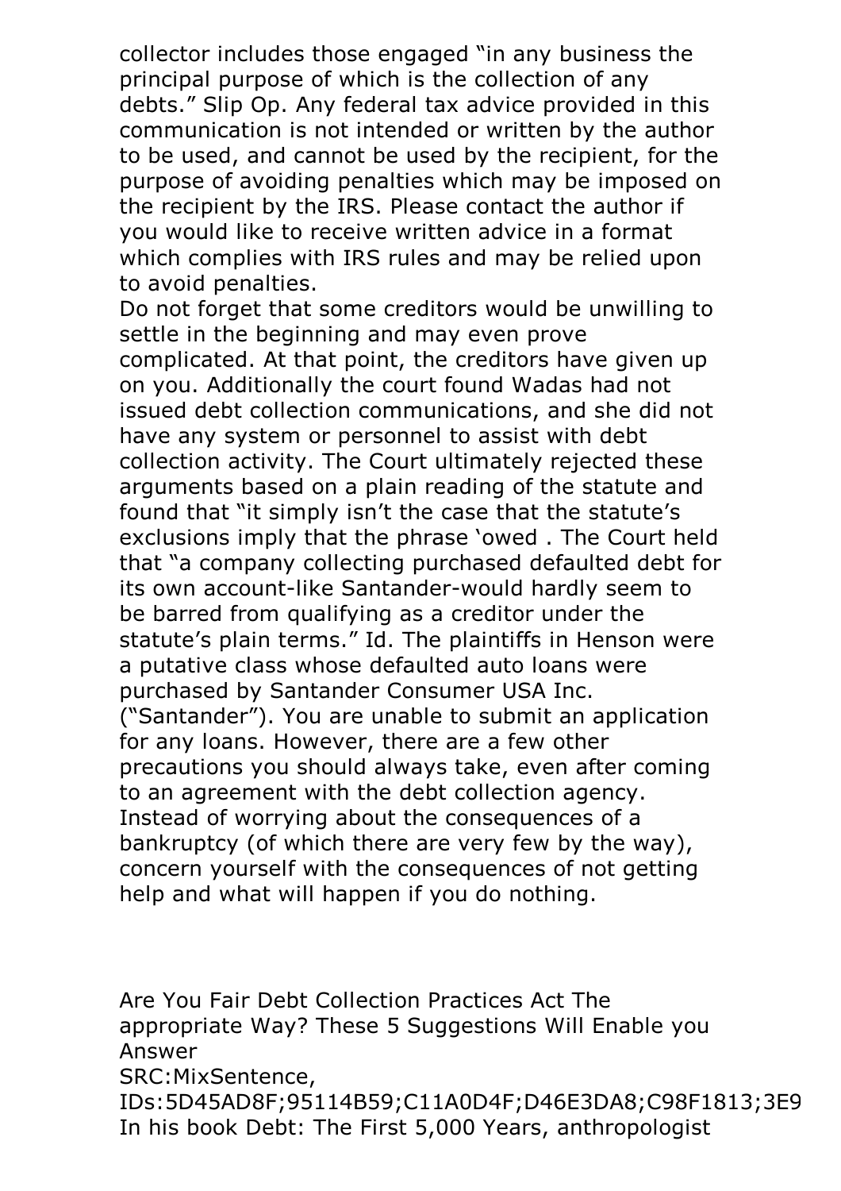collector includes those engaged "in any business the principal purpose of which is the collection of any debts." Slip Op. Any federal tax advice provided in this communication is not intended or written by the author to be used, and cannot be used by the recipient, for the purpose of avoiding penalties which may be imposed on the recipient by the IRS. Please contact the author if you would like to receive written advice in a format which complies with IRS rules and may be relied upon to avoid penalties.

Do not forget that some creditors would be unwilling to settle in the beginning and may even prove complicated. At that point, the creditors have given up on you. Additionally the court found Wadas had not issued debt collection communications, and she did not have any system or personnel to assist with debt collection activity. The Court ultimately rejected these arguments based on a plain reading of the statute and found that "it simply isn't the case that the statute's exclusions imply that the phrase 'owed . The Court held that "a company collecting purchased defaulted debt for its own account-like Santander-would hardly seem to be barred from qualifying as a creditor under the statute's plain terms." Id. The plaintiffs in Henson were a putative class whose defaulted auto loans were purchased by Santander Consumer USA Inc. ("Santander"). You are unable to submit an application for any loans. However, there are a few other precautions you should always take, even after coming to an agreement with the debt collection agency. Instead of worrying about the consequences of a bankruptcy (of which there are very few by the way), concern yourself with the consequences of not getting help and what will happen if you do nothing.

Are You Fair Debt Collection Practices Act The appropriate Way? These 5 Suggestions Will Enable you Answer

SRC:MixSentence,
IDs:5D45AD8F;95114B59;C11A0D4F;D46E3DA8;C98F1813;3E9

In his book Debt: The First 5,000 Years, anthropologist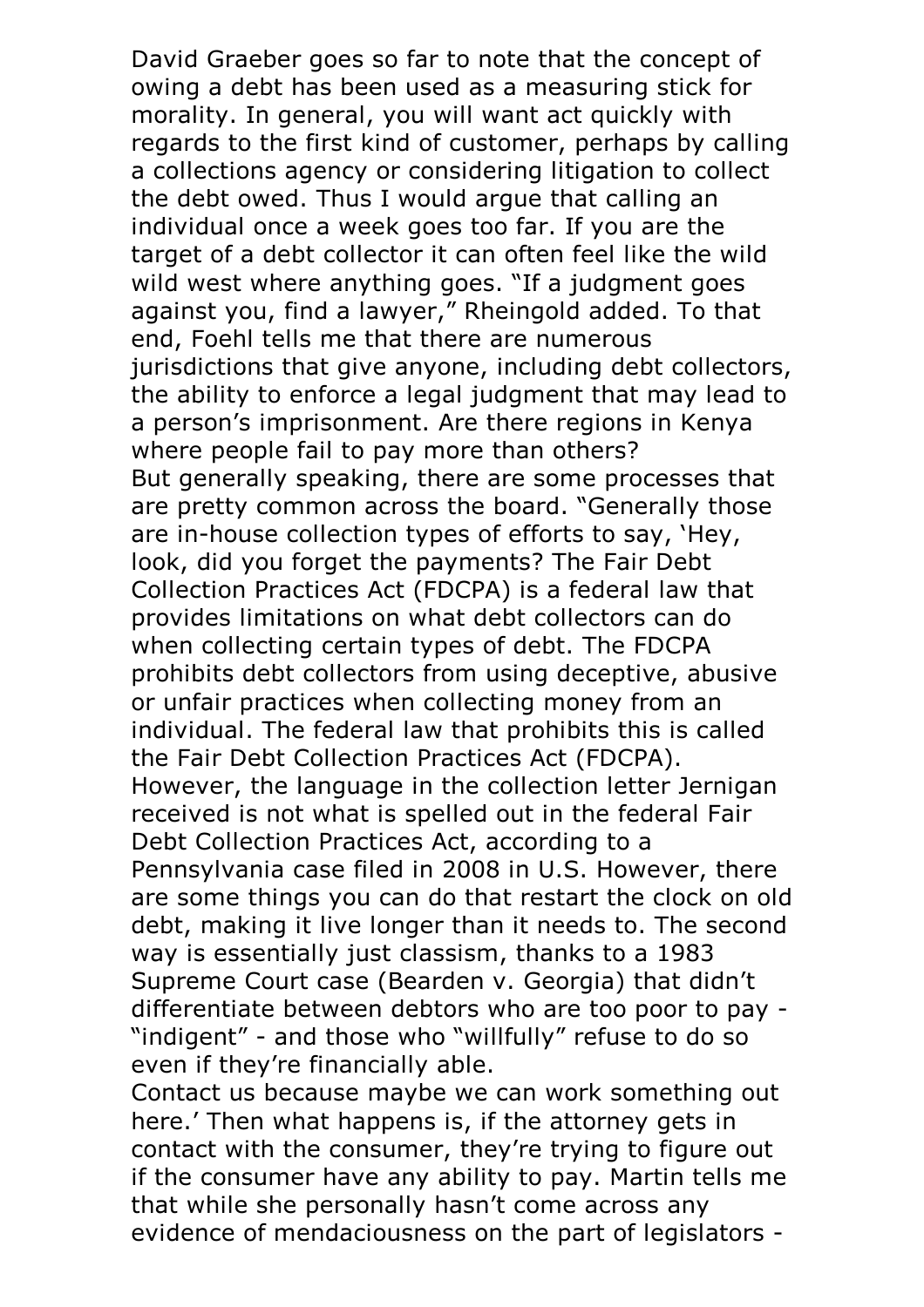David Graeber goes so far to note that the concept of owing a debt has been used as a measuring stick for morality. In general, you will want act quickly with regards to the first kind of customer, perhaps by calling a collections agency or considering litigation to collect the debt owed. Thus I would argue that calling an individual once a week goes too far. If you are the target of a debt collector it can often feel like the wild wild west where anything goes. "If a judgment goes against you, find a lawyer," Rheingold added. To that end, Foehl tells me that there are numerous jurisdictions that give anyone, including debt collectors, the ability to enforce a legal judgment that may lead to a person's imprisonment. Are there regions in Kenya where people fail to pay more than others?

But generally speaking, there are some processes that are pretty common across the board. "Generally those are in-house collection types of efforts to say, 'Hey, look, did you forget the payments? The Fair Debt Collection Practices Act (FDCPA) is a federal law that provides limitations on what debt collectors can do when collecting certain types of debt. The FDCPA prohibits debt collectors from using deceptive, abusive or unfair practices when collecting money from an individual. The federal law that prohibits this is called the Fair Debt Collection Practices Act (FDCPA). However, the language in the collection letter Jernigan received is not what is spelled out in the federal Fair Debt Collection Practices Act, according to a Pennsylvania case filed in 2008 in U.S. However, there are some things you can do that restart the clock on old debt, making it live longer than it needs to. The second way is essentially just classism, thanks to a 1983 Supreme Court case (Bearden v. Georgia) that didn't differentiate between debtors who are too poor to pay - "indigent" - and those who "willfully" refuse to do so even if they're financially able.

Contact us because maybe we can work something out here.' Then what happens is, if the attorney gets in contact with the consumer, they're trying to figure out if the consumer have any ability to pay. Martin tells me that while she personally hasn't come across any evidence of mendaciousness on the part of legislators -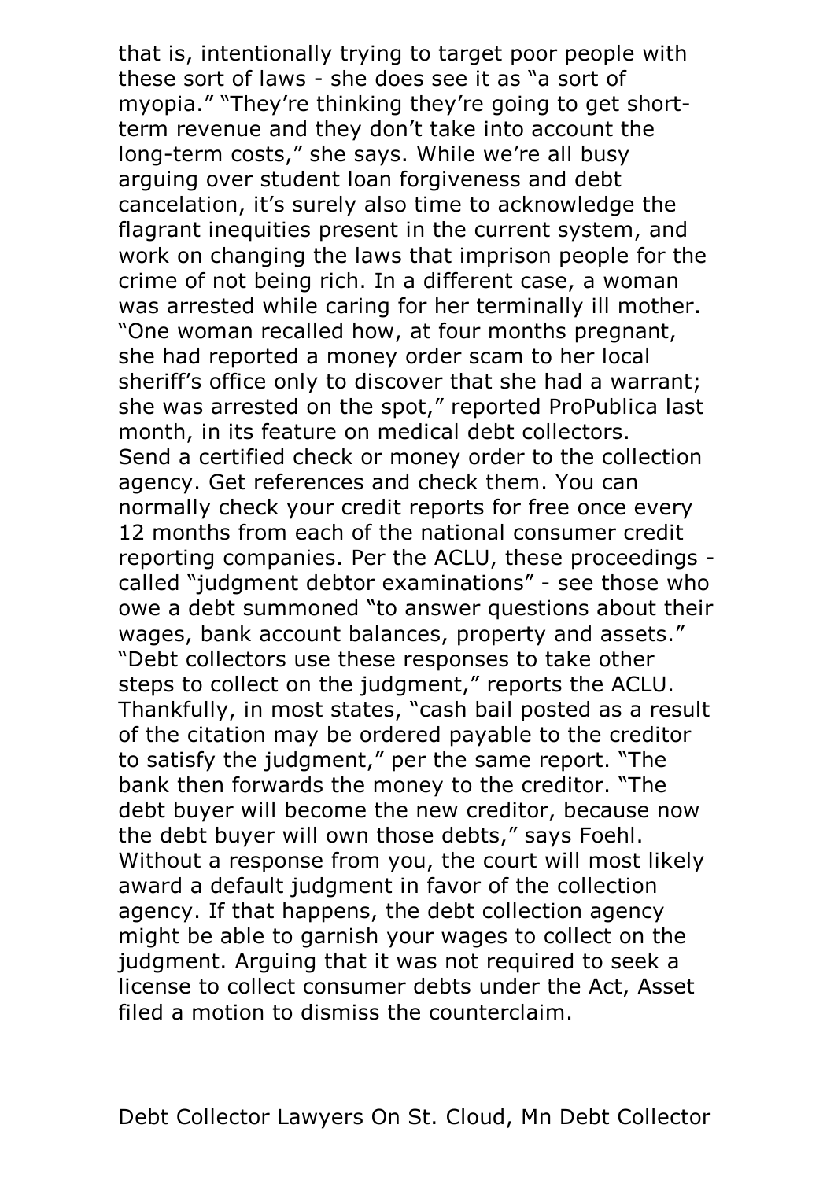that is, intentionally trying to target poor people with these sort of laws - she does see it as "a sort of myopia." "They're thinking they're going to get short-term revenue and they don't take into account the long-term costs," she says. While we're all busy arguing over student loan forgiveness and debt cancelation, it's surely also time to acknowledge the flagrant inequities present in the current system, and work on changing the laws that imprison people for the crime of not being rich. In a different case, a woman was arrested while caring for her terminally ill mother. "One woman recalled how, at four months pregnant, she had reported a money order scam to her local sheriff's office only to discover that she had a warrant; she was arrested on the spot," reported ProPublica last month, in its feature on medical debt collectors. Send a certified check or money order to the collection agency. Get references and check them. You can normally check your credit reports for free once every 12 months from each of the national consumer credit reporting companies. Per the ACLU, these proceedings - called "judgment debtor examinations" - see those who owe a debt summoned "to answer questions about their wages, bank account balances, property and assets." "Debt collectors use these responses to take other steps to collect on the judgment," reports the ACLU. Thankfully, in most states, "cash bail posted as a result of the citation may be ordered payable to the creditor to satisfy the judgment," per the same report. "The bank then forwards the money to the creditor. "The debt buyer will become the new creditor, because now the debt buyer will own those debts," says Foehl. Without a response from you, the court will most likely award a default judgment in favor of the collection agency. If that happens, the debt collection agency might be able to garnish your wages to collect on the judgment. Arguing that it was not required to seek a license to collect consumer debts under the Act, Asset filed a motion to dismiss the counterclaim.

Debt Collector Lawyers On St. Cloud, Mn Debt Collector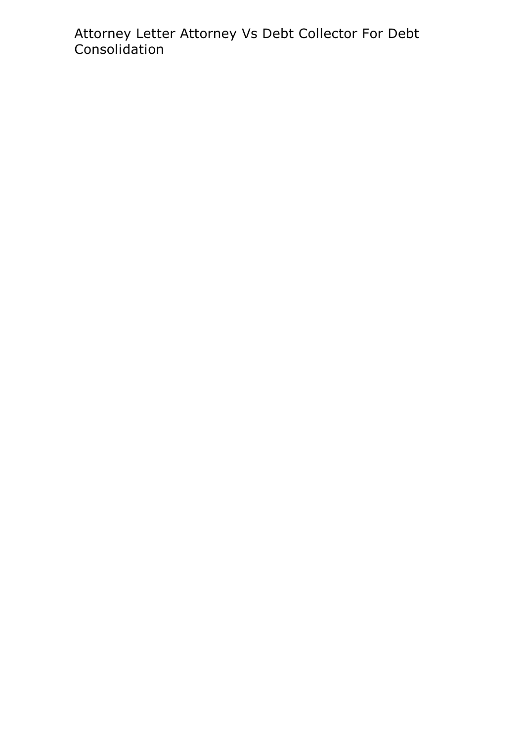Attorney Letter Attorney Vs Debt Collector For Debt Consolidation